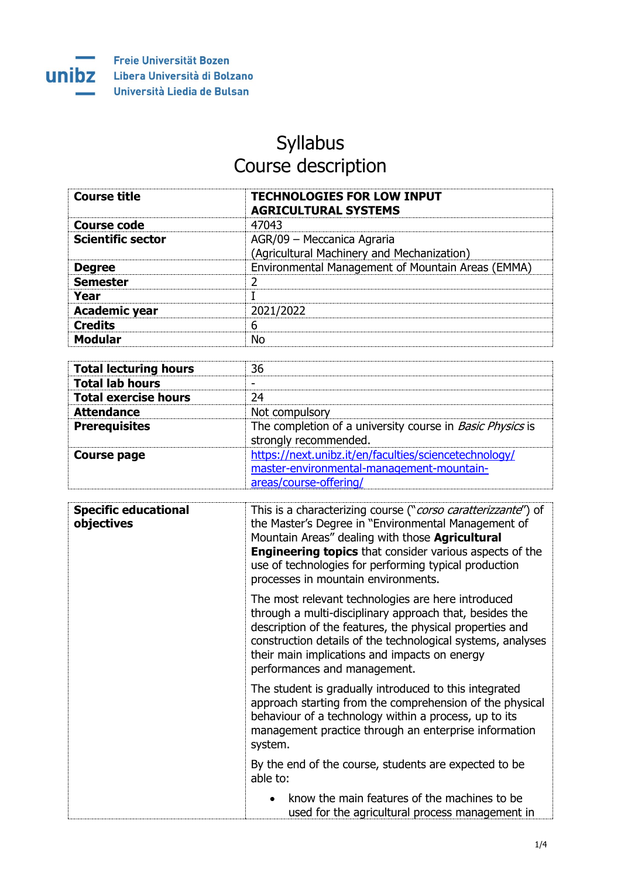Freie Universität Bozen
Libera Università di Bolzano
Università Liedia de Bulsan

# Syllabus
## Course description

| | |
|---|---|
| **Course title** | **TECHNOLOGIES FOR LOW INPUT AGRICULTURAL SYSTEMS** |
| **Course code** | 47043 |
| **Scientific sector** | AGR/09 – Meccanica Agraria (Agricultural Machinery and Mechanization) |
| **Degree** | Environmental Management of Mountain Areas (EMMA) |
| **Semester** | 2 |
| **Year** | I |
| **Academic year** | 2021/2022 |
| **Credits** | 6 |
| **Modular** | No |

| | |
|---|---|
| **Total lecturing hours** | 36 |
| **Total lab hours** | - |
| **Total exercise hours** | 24 |
| **Attendance** | Not compulsory |
| **Prerequisites** | The completion of a university course in *Basic Physics* is strongly recommended. |
| **Course page** | https://next.unibz.it/en/faculties/sciencetechnology/master-environmental-management-mountain-areas/course-offering/ |

| | |
|---|---|
| **Specific educational objectives** | This is a characterizing course ("*corso caratterizzante*") of the Master's Degree in "Environmental Management of Mountain Areas" dealing with those **Agricultural Engineering topics** that consider various aspects of the use of technologies for performing typical production processes in mountain environments.<br><br>The most relevant technologies are here introduced through a multi-disciplinary approach that, besides the description of the features, the physical properties and construction details of the technological systems, analyses their main implications and impacts on energy performances and management.<br><br>The student is gradually introduced to this integrated approach starting from the comprehension of the physical behaviour of a technology within a process, up to its management practice through an enterprise information system.<br><br>By the end of the course, students are expected to be able to:<br><br>• know the main features of the machines to be used for the agricultural process management in |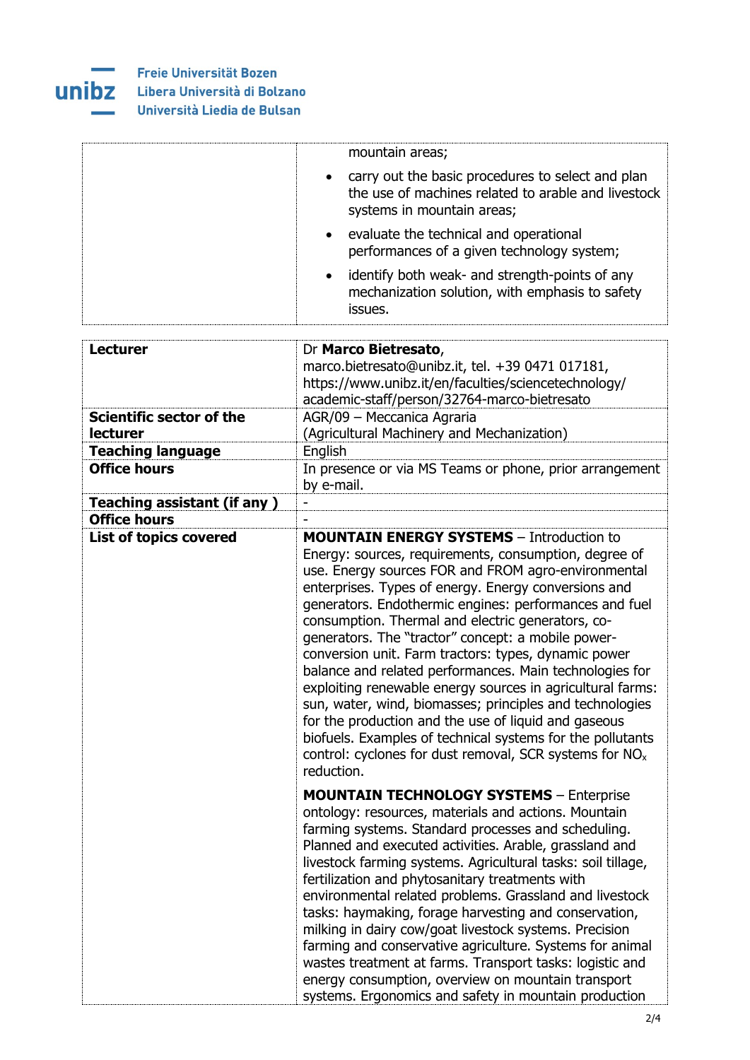| | |
|---|---|
| | mountain areas;<br>• carry out the basic procedures to select and plan the use of machines related to arable and livestock systems in mountain areas;<br>• evaluate the technical and operational performances of a given technology system;<br>• identify both weak- and strength-points of any mechanization solution, with emphasis to safety issues. |

| | |
|---|---|
| **Lecturer** | Dr **Marco Bietresato**, marco.bietresato@unibz.it, tel. +39 0471 017181, https://www.unibz.it/en/faculties/sciencetechnology/academic-staff/person/32764-marco-bietresato |
| **Scientific sector of the lecturer** | AGR/09 – Meccanica Agraria (Agricultural Machinery and Mechanization) |
| **Teaching language** | English |
| **Office hours** | In presence or via MS Teams or phone, prior arrangement by e-mail. |
| **Teaching assistant (if any )** | - |
| **Office hours** | - |
| **List of topics covered** | **MOUNTAIN ENERGY SYSTEMS** – Introduction to Energy: sources, requirements, consumption, degree of use. Energy sources FOR and FROM agro-environmental enterprises. Types of energy. Energy conversions and generators. Endothermic engines: performances and fuel consumption. Thermal and electric generators, co-generators. The "tractor" concept: a mobile power-conversion unit. Farm tractors: types, dynamic power balance and related performances. Main technologies for exploiting renewable energy sources in agricultural farms: sun, water, wind, biomasses; principles and technologies for the production and the use of liquid and gaseous biofuels. Examples of technical systems for the pollutants control: cyclones for dust removal, SCR systems for $NO_x$ reduction.<br><br>**MOUNTAIN TECHNOLOGY SYSTEMS** – Enterprise ontology: resources, materials and actions. Mountain farming systems. Standard processes and scheduling. Planned and executed activities. Arable, grassland and livestock farming systems. Agricultural tasks: soil tillage, fertilization and phytosanitary treatments with environmental related problems. Grassland and livestock tasks: haymaking, forage harvesting and conservation, milking in dairy cow/goat livestock systems. Precision farming and conservative agriculture. Systems for animal wastes treatment at farms. Transport tasks: logistic and energy consumption, overview on mountain transport systems. Ergonomics and safety in mountain production |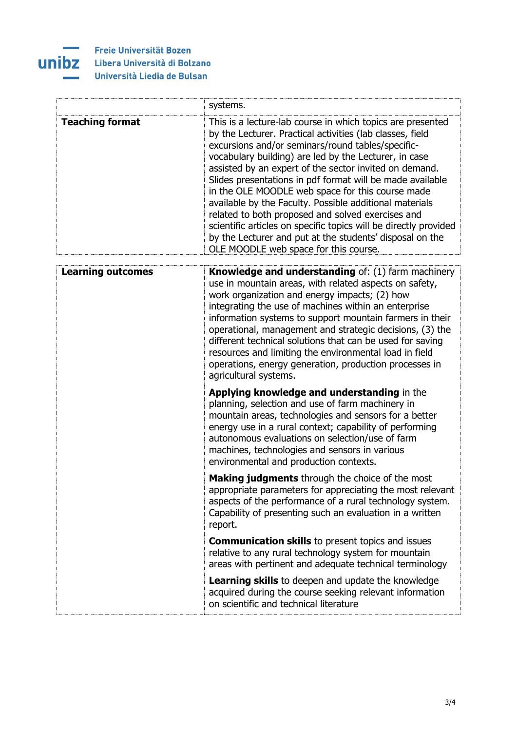| | |
|---|---|
| | systems. |
| **Teaching format** | This is a lecture-lab course in which topics are presented by the Lecturer. Practical activities (lab classes, field excursions and/or seminars/round tables/specific-vocabulary building) are led by the Lecturer, in case assisted by an expert of the sector invited on demand. Slides presentations in pdf format will be made available in the OLE MOODLE web space for this course made available by the Faculty. Possible additional materials related to both proposed and solved exercises and scientific articles on specific topics will be directly provided by the Lecturer and put at the students' disposal on the OLE MOODLE web space for this course. |

| | |
|---|---|
| **Learning outcomes** | **Knowledge and understanding** of: (1) farm machinery use in mountain areas, with related aspects on safety, work organization and energy impacts; (2) how integrating the use of machines within an enterprise information systems to support mountain farmers in their operational, management and strategic decisions, (3) the different technical solutions that can be used for saving resources and limiting the environmental load in field operations, energy generation, production processes in agricultural systems.<br><br>**Applying knowledge and understanding** in the planning, selection and use of farm machinery in mountain areas, technologies and sensors for a better energy use in a rural context; capability of performing autonomous evaluations on selection/use of farm machines, technologies and sensors in various environmental and production contexts.<br><br>**Making judgments** through the choice of the most appropriate parameters for appreciating the most relevant aspects of the performance of a rural technology system. Capability of presenting such an evaluation in a written report.<br><br>**Communication skills** to present topics and issues relative to any rural technology system for mountain areas with pertinent and adequate technical terminology<br><br>**Learning skills** to deepen and update the knowledge acquired during the course seeking relevant information on scientific and technical literature |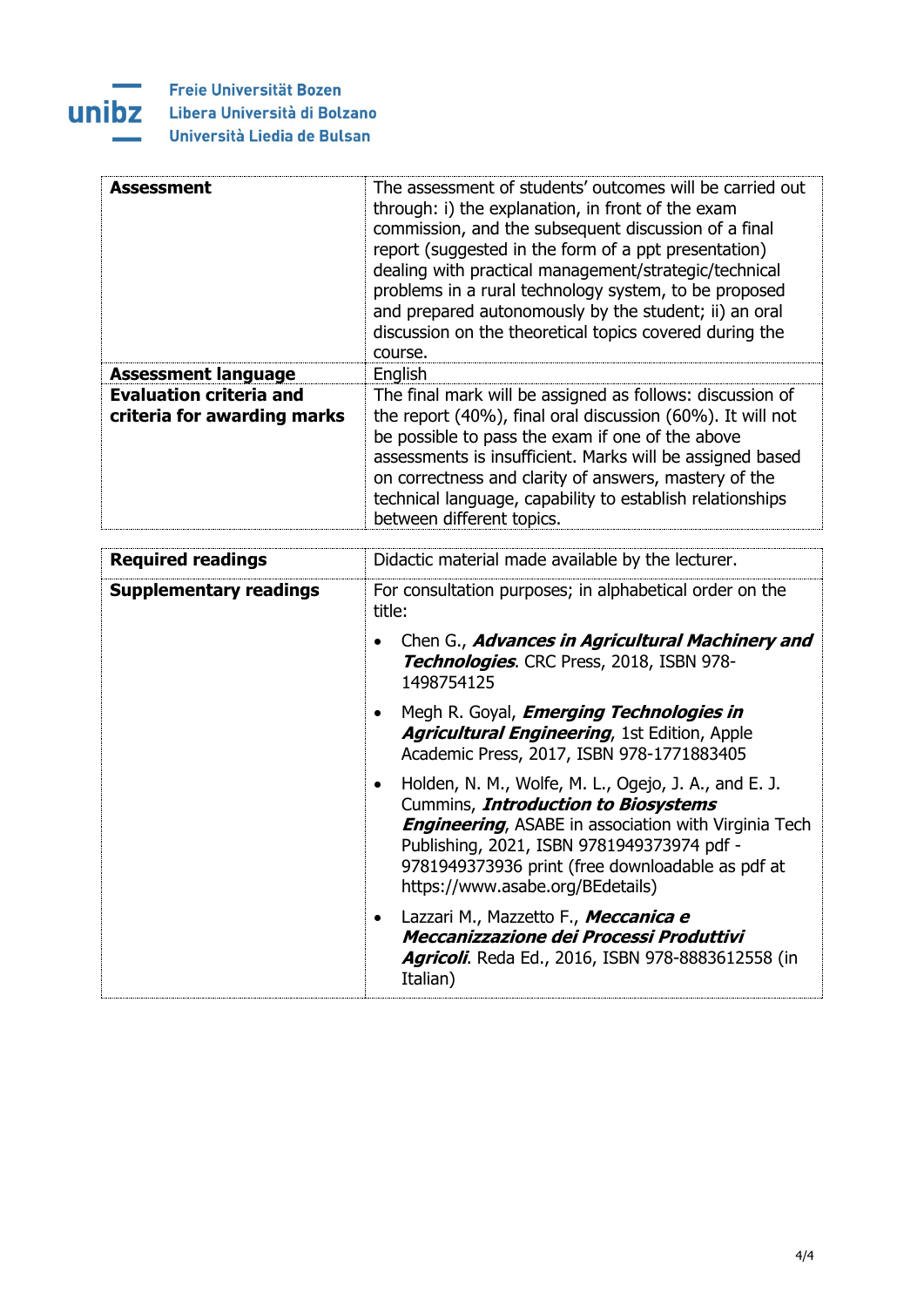| | |
|---|---|
| **Assessment** | The assessment of students' outcomes will be carried out through: i) the explanation, in front of the exam commission, and the subsequent discussion of a final report (suggested in the form of a ppt presentation) dealing with practical management/strategic/technical problems in a rural technology system, to be proposed and prepared autonomously by the student; ii) an oral discussion on the theoretical topics covered during the course. |
| **Assessment language** | English |
| **Evaluation criteria and criteria for awarding marks** | The final mark will be assigned as follows: discussion of the report (40%), final oral discussion (60%). It will not be possible to pass the exam if one of the above assessments is insufficient. Marks will be assigned based on correctness and clarity of answers, mastery of the technical language, capability to establish relationships between different topics. |

| | |
|---|---|
| **Required readings** | Didactic material made available by the lecturer. |
| **Supplementary readings** | For consultation purposes; in alphabetical order on the title:<br>• Chen G., ***Advances in Agricultural Machinery and Technologies***. CRC Press, 2018, ISBN 978-1498754125<br>• Megh R. Goyal, ***Emerging Technologies in Agricultural Engineering***, 1st Edition, Apple Academic Press, 2017, ISBN 978-1771883405<br>• Holden, N. M., Wolfe, M. L., Ogejo, J. A., and E. J. Cummins, ***Introduction to Biosystems Engineering***, ASABE in association with Virginia Tech Publishing, 2021, ISBN 9781949373974 pdf - 9781949373936 print (free downloadable as pdf at https://www.asabe.org/BEdetails)<br>• Lazzari M., Mazzetto F., ***Meccanica e Meccanizzazione dei Processi Produttivi Agricoli***. Reda Ed., 2016, ISBN 978-8883612558 (in Italian) |